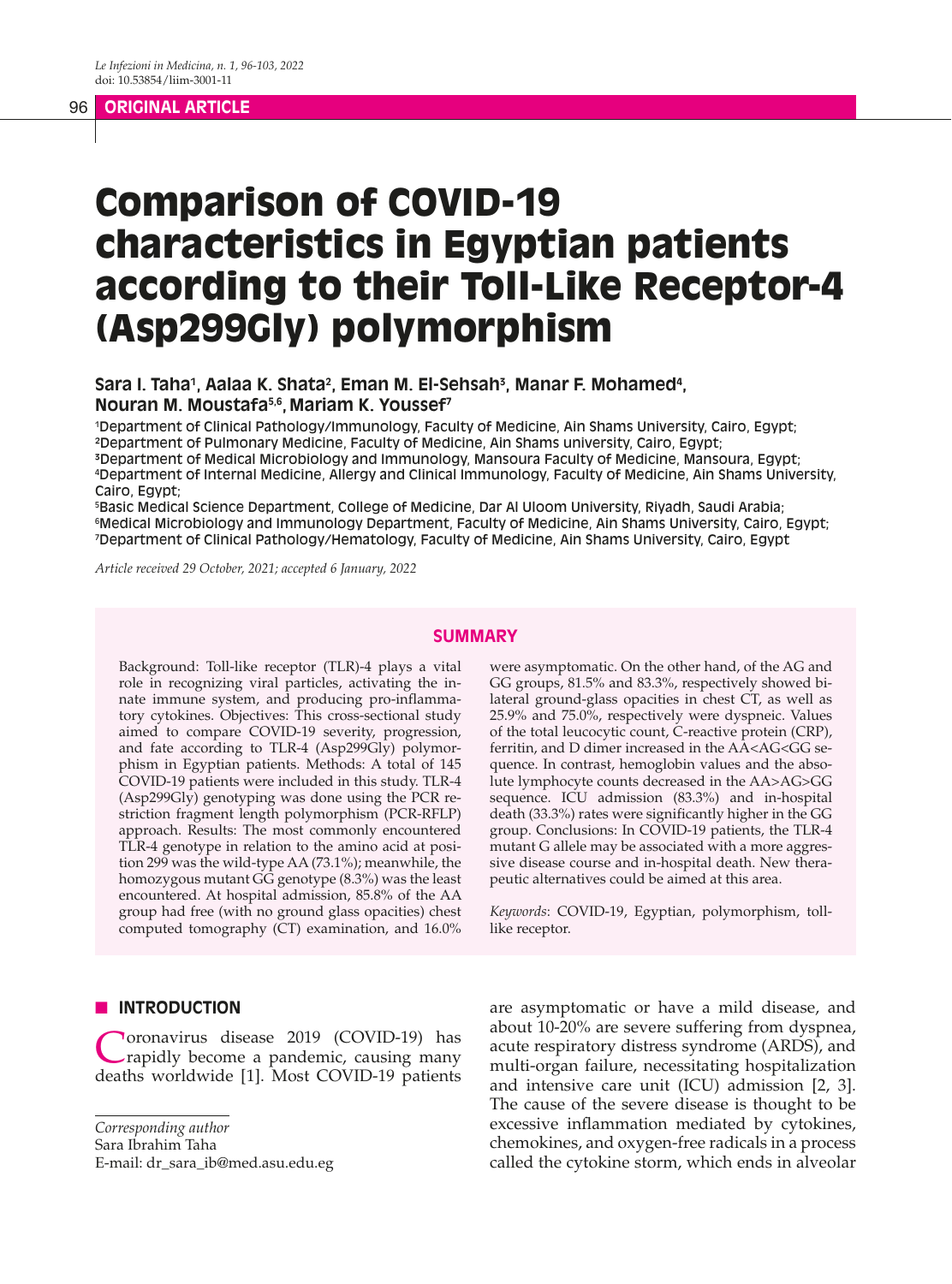ORIGINAL ARTICLE

# Comparison of COVID-19 characteristics in Egyptian patients according to their Toll-Like Receptor-4 (Asp299Gly) polymorphism

**Sara I. Taha[1], Aalaa K. Shata[2], Eman M. El-Sehsah[3], Manar F. Mohamed[4], Nouran M. Moustafa[5,6], Mariam K. Youssef[7]**

[1]Department of Clinical Pathology/Immunology, Faculty of Medicine, Ain Shams University, Cairo, Egypt;
[2]Department of Pulmonary Medicine, Faculty of Medicine, Ain Shams university, Cairo, Egypt;
[3]Department of Medical Microbiology and Immunology, Mansoura Faculty of Medicine, Mansoura, Egypt;
[4]Department of Internal Medicine, Allergy and Clinical Immunology, Faculty of Medicine, Ain Shams University, Cairo, Egypt;
[5]Basic Medical Science Department, College of Medicine, Dar Al Uloom University, Riyadh, Saudi Arabia;
[6]Medical Microbiology and Immunology Department, Faculty of Medicine, Ain Shams University, Cairo, Egypt;
[7]Department of Clinical Pathology/Hematology, Faculty of Medicine, Ain Shams University, Cairo, Egypt

*Article received 29 October, 2021; accepted 6 January, 2022*

## SUMMARY

Background: Toll-like receptor (TLR)-4 plays a vital role in recognizing viral particles, activating the innate immune system, and producing pro-inflammatory cytokines. Objectives: This cross-sectional study aimed to compare COVID-19 severity, progression, and fate according to TLR-4 (Asp299Gly) polymorphism in Egyptian patients. Methods: A total of 145 COVID-19 patients were included in this study. TLR-4 (Asp299Gly) genotyping was done using the PCR restriction fragment length polymorphism (PCR-RFLP) approach. Results: The most commonly encountered TLR-4 genotype in relation to the amino acid at position 299 was the wild-type AA (73.1%); meanwhile, the homozygous mutant GG genotype (8.3%) was the least encountered. At hospital admission, 85.8% of the AA group had free (with no ground glass opacities) chest computed tomography (CT) examination, and 16.0% were asymptomatic. On the other hand, of the AG and GG groups, 81.5% and 83.3%, respectively showed bilateral ground-glass opacities in chest CT, as well as 25.9% and 75.0%, respectively were dyspneic. Values of the total leucocytic count, C-reactive protein (CRP), ferritin, and D dimer increased in the AA<AG<GG sequence. In contrast, hemoglobin values and the absolute lymphocyte counts decreased in the AA>AG>GG sequence. ICU admission (83.3%) and in-hospital death (33.3%) rates were significantly higher in the GG group. Conclusions: In COVID-19 patients, the TLR-4 mutant G allele may be associated with a more aggressive disease course and in-hospital death. New therapeutic alternatives could be aimed at this area.

*Keywords*: COVID-19, Egyptian, polymorphism, toll-like receptor.

## INTRODUCTION

Coronavirus disease 2019 (COVID-19) has rapidly become a pandemic, causing many deaths worldwide [1]. Most COVID-19 patients are asymptomatic or have a mild disease, and about 10-20% are severe suffering from dyspnea, acute respiratory distress syndrome (ARDS), and multi-organ failure, necessitating hospitalization and intensive care unit (ICU) admission [2, 3]. The cause of the severe disease is thought to be excessive inflammation mediated by cytokines, chemokines, and oxygen-free radicals in a process called the cytokine storm, which ends in alveolar

*Corresponding author*
Sara Ibrahim Taha
E-mail: dr_sara_ib@med.asu.edu.eg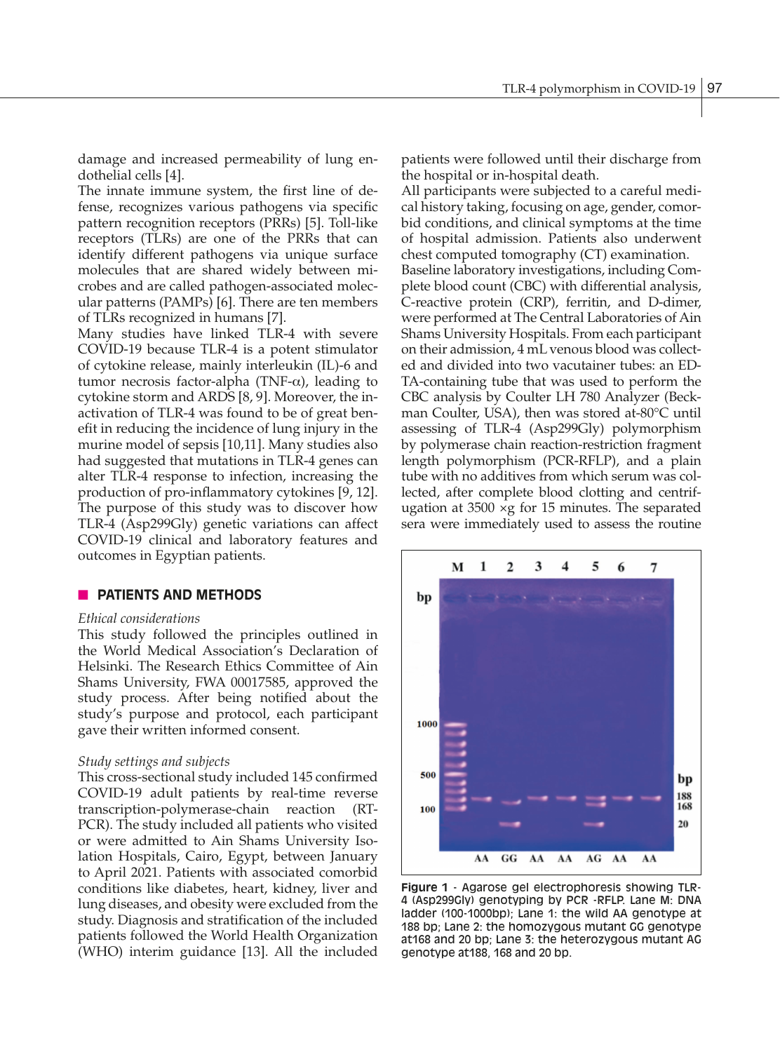damage and increased permeability of lung endothelial cells [4].

The innate immune system, the first line of defense, recognizes various pathogens via specific pattern recognition receptors (PRRs) [5]. Toll-like receptors (TLRs) are one of the PRRs that can identify different pathogens via unique surface molecules that are shared widely between microbes and are called pathogen-associated molecular patterns (PAMPs) [6]. There are ten members of TLRs recognized in humans [7].

Many studies have linked TLR-4 with severe COVID-19 because TLR-4 is a potent stimulator of cytokine release, mainly interleukin (IL)-6 and tumor necrosis factor-alpha (TNF-α), leading to cytokine storm and ARDS [8, 9]. Moreover, the inactivation of TLR-4 was found to be of great benefit in reducing the incidence of lung injury in the murine model of sepsis [10,11]. Many studies also had suggested that mutations in TLR-4 genes can alter TLR-4 response to infection, increasing the production of pro-inflammatory cytokines [9, 12].

The purpose of this study was to discover how TLR-4 (Asp299Gly) genetic variations can affect COVID-19 clinical and laboratory features and outcomes in Egyptian patients.

## PATIENTS AND METHODS

### *Ethical considerations*

This study followed the principles outlined in the World Medical Association's Declaration of Helsinki. The Research Ethics Committee of Ain Shams University, FWA 00017585, approved the study process. After being notified about the study's purpose and protocol, each participant gave their written informed consent.

### *Study settings and subjects*

This cross-sectional study included 145 confirmed COVID-19 adult patients by real-time reverse transcription-polymerase-chain reaction (RT-PCR). The study included all patients who visited or were admitted to Ain Shams University Isolation Hospitals, Cairo, Egypt, between January to April 2021. Patients with associated comorbid conditions like diabetes, heart, kidney, liver and lung diseases, and obesity were excluded from the study. Diagnosis and stratification of the included patients followed the World Health Organization (WHO) interim guidance [13]. All the included patients were followed until their discharge from the hospital or in-hospital death.

All participants were subjected to a careful medical history taking, focusing on age, gender, comorbid conditions, and clinical symptoms at the time of hospital admission. Patients also underwent chest computed tomography (CT) examination.

Baseline laboratory investigations, including Complete blood count (CBC) with differential analysis, C-reactive protein (CRP), ferritin, and D-dimer, were performed at The Central Laboratories of Ain Shams University Hospitals. From each participant on their admission, 4 mL venous blood was collected and divided into two vacutainer tubes: an EDTA-containing tube that was used to perform the CBC analysis by Coulter LH 780 Analyzer (Beckman Coulter, USA), then was stored at-80°C until assessing of TLR-4 (Asp299Gly) polymorphism by polymerase chain reaction-restriction fragment length polymorphism (PCR-RFLP), and a plain tube with no additives from which serum was collected, after complete blood clotting and centrifugation at 3500 ×g for 15 minutes. The separated sera were immediately used to assess the routine

**Figure 1** - Agarose gel electrophoresis showing TLR-4 (Asp299Gly) genotyping by PCR -RFLP. Lane M: DNA ladder (100-1000bp); Lane 1: the wild AA genotype at 188 bp; Lane 2: the homozygous mutant GG genotype at168 and 20 bp; Lane 3: the heterozygous mutant AG genotype at188, 168 and 20 bp.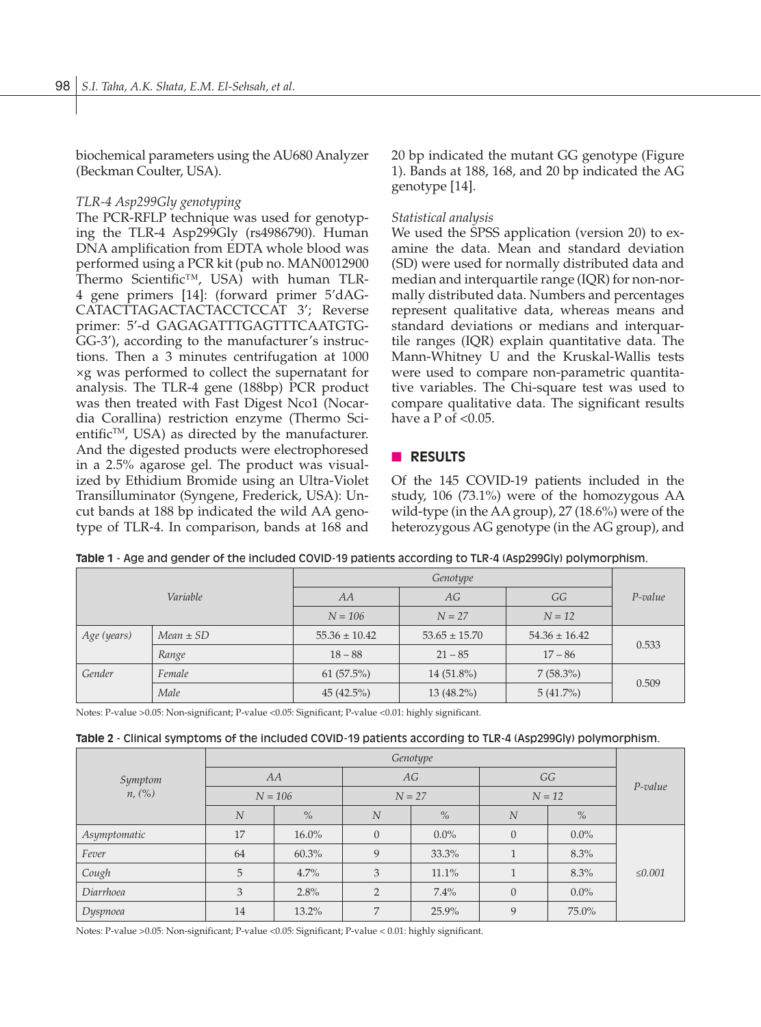biochemical parameters using the AU680 Analyzer (Beckman Coulter, USA).

*TLR-4 Asp299Gly genotyping*

The PCR-RFLP technique was used for genotyping the TLR-4 Asp299Gly (rs4986790). Human DNA amplification from EDTA whole blood was performed using a PCR kit (pub no. MAN0012900 Thermo Scientific™, USA) with human TLR-4 gene primers [14]: (forward primer 5'dAG-CATACTTAGACTACTACCTCCAT 3'; Reverse primer: 5'-d GAGAGATTTGAGTTTCAATGTG-GG-3'), according to the manufacturer's instructions. Then a 3 minutes centrifugation at 1000 ×g was performed to collect the supernatant for analysis. The TLR-4 gene (188bp) PCR product was then treated with Fast Digest Nco1 (Nocardia Corallina) restriction enzyme (Thermo Scientific™, USA) as directed by the manufacturer. And the digested products were electrophoresed in a 2.5% agarose gel. The product was visualized by Ethidium Bromide using an Ultra-Violet Transilluminator (Syngene, Frederick, USA): Uncut bands at 188 bp indicated the wild AA genotype of TLR-4. In comparison, bands at 168 and 20 bp indicated the mutant GG genotype (Figure 1). Bands at 188, 168, and 20 bp indicated the AG genotype [14].

*Statistical analysis*

We used the SPSS application (version 20) to examine the data. Mean and standard deviation (SD) were used for normally distributed data and median and interquartile range (IQR) for non-normally distributed data. Numbers and percentages represent qualitative data, whereas means and standard deviations or medians and interquartile ranges (IQR) explain quantitative data. The Mann-Whitney U and the Kruskal-Wallis tests were used to compare non-parametric quantitative variables. The Chi-square test was used to compare qualitative data. The significant results have a P of <0.05.

## RESULTS

Of the 145 COVID-19 patients included in the study, 106 (73.1%) were of the homozygous AA wild-type (in the AA group), 27 (18.6%) were of the heterozygous AG genotype (in the AG group), and

**Table 1** - Age and gender of the included COVID-19 patients according to TLR-4 (Asp299Gly) polymorphism.

| *Variable* | | *Genotype* | | | *P-value* |
|---|---|---|---|---|---|
| | | *AA* | *AG* | *GG* | |
| | | *N = 106* | *N = 27* | *N = 12* | |
| *Age (years)* | *Mean ± SD* | 55.36 ± 10.42 | 53.65 ± 15.70 | 54.36 ± 16.42 | 0.533 |
| | *Range* | 18 – 88 | 21 – 85 | 17 – 86 | |
| *Gender* | *Female* | 61 (57.5%) | 14 (51.8%) | 7 (58.3%) | 0.509 |
| | *Male* | 45 (42.5%) | 13 (48.2%) | 5 (41.7%) | |

Notes: P-value >0.05: Non-significant; P-value <0.05: Significant; P-value <0.01: highly significant.

**Table 2** - Clinical symptoms of the included COVID-19 patients according to TLR-4 (Asp299Gly) polymorphism.

| *Symptom n, (%)* | *Genotype* | | | | | | *P-value* |
|---|---|---|---|---|---|---|---|
| | *AA* | | *AG* | | *GG* | | |
| | *N = 106* | | *N = 27* | | *N = 12* | | |
| | *N* | *%* | *N* | *%* | *N* | *%* | |
| *Asymptomatic* | 17 | 16.0% | 0 | 0.0% | 0 | 0.0% | ≤0.001 |
| *Fever* | 64 | 60.3% | 9 | 33.3% | 1 | 8.3% | |
| *Cough* | 5 | 4.7% | 3 | 11.1% | 1 | 8.3% | |
| *Diarrhoea* | 3 | 2.8% | 2 | 7.4% | 0 | 0.0% | |
| *Dyspnoea* | 14 | 13.2% | 7 | 25.9% | 9 | 75.0% | |

Notes: P-value >0.05: Non-significant; P-value <0.05: Significant; P-value < 0.01: highly significant.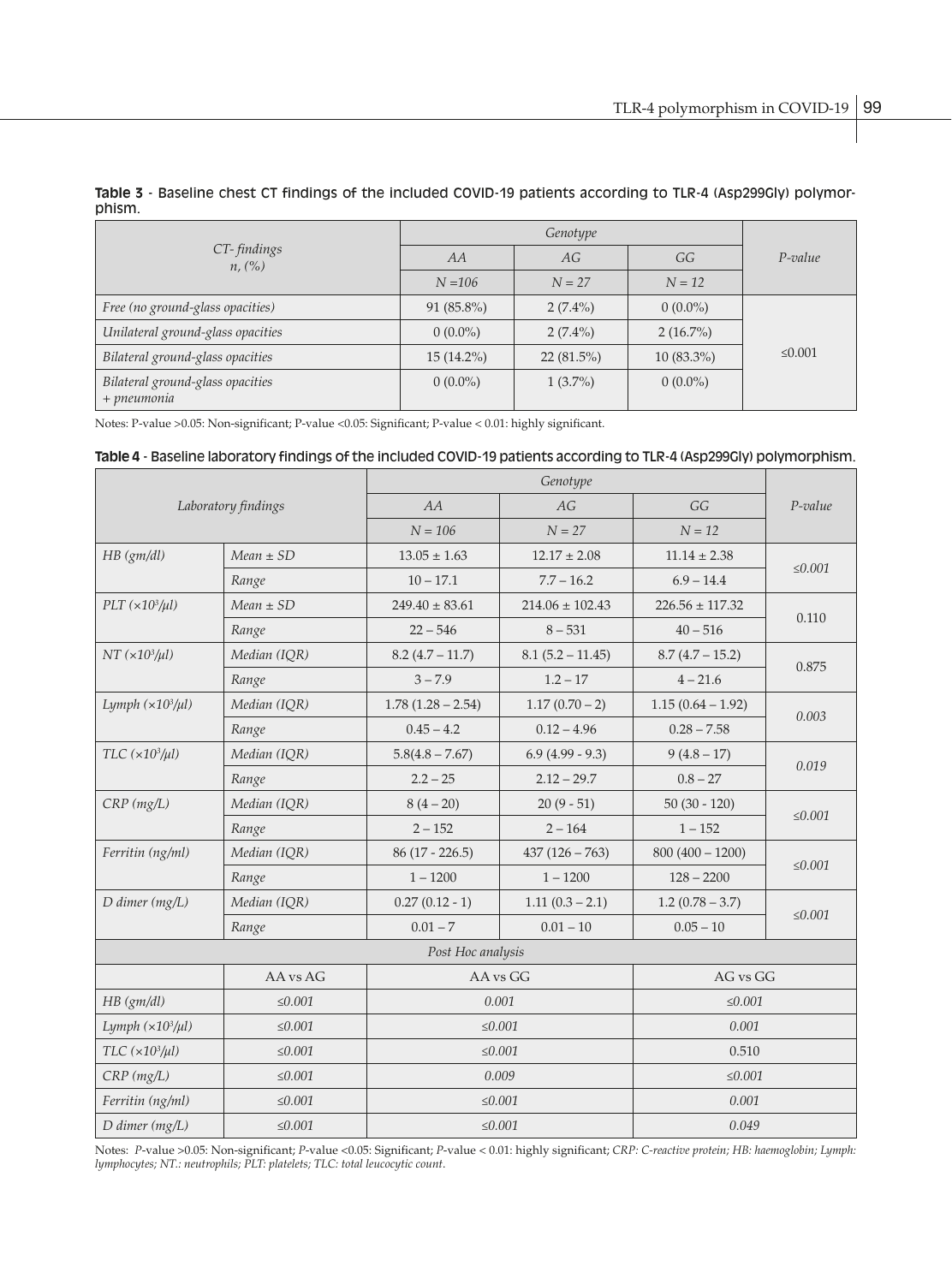**Table 3** - Baseline chest CT findings of the included COVID-19 patients according to TLR-4 (Asp299Gly) polymorphism.

| *CT- findings n, (%)* | *Genotype* | | | *P-value* |
|---|---|---|---|---|
| | *AA* | *AG* | *GG* | |
| | *N =106* | *N = 27* | *N = 12* | |
| *Free (no ground-glass opacities)* | 91 (85.8%) | 2 (7.4%) | 0 (0.0%) | ≤0.001 |
| *Unilateral ground-glass opacities* | 0 (0.0%) | 2 (7.4%) | 2 (16.7%) | |
| *Bilateral ground-glass opacities* | 15 (14.2%) | 22 (81.5%) | 10 (83.3%) | |
| *Bilateral ground-glass opacities + pneumonia* | 0 (0.0%) | 1 (3.7%) | 0 (0.0%) | |

Notes: P-value >0.05: Non-significant; P-value <0.05: Significant; P-value < 0.01: highly significant.

**Table 4** - Baseline laboratory findings of the included COVID-19 patients according to TLR-4 (Asp299Gly) polymorphism.

| *Laboratory findings* | | *Genotype* | | | *P-value* |
|---|---|---|---|---|---|
| | | *AA* | *AG* | *GG* | |
| | | *N = 106* | *N = 27* | *N = 12* | |
| *HB (gm/dl)* | *Mean ± SD* | 13.05 ± 1.63 | 12.17 ± 2.08 | 11.14 ± 2.38 | *≤0.001* |
| | *Range* | 10 – 17.1 | 7.7 – 16.2 | 6.9 – 14.4 | |
| *PLT ($\times 10^3/\mu l$)* | *Mean ± SD* | 249.40 ± 83.61 | 214.06 ± 102.43 | 226.56 ± 117.32 | 0.110 |
| | *Range* | 22 – 546 | 8 – 531 | 40 – 516 | |
| *NT ($\times 10^3/\mu l$)* | *Median (IQR)* | 8.2 (4.7 – 11.7) | 8.1 (5.2 – 11.45) | 8.7 (4.7 – 15.2) | 0.875 |
| | *Range* | 3 – 7.9 | 1.2 – 17 | 4 – 21.6 | |
| *Lymph ($\times 10^3/\mu l$)* | *Median (IQR)* | 1.78 (1.28 – 2.54) | 1.17 (0.70 – 2) | 1.15 (0.64 – 1.92) | *0.003* |
| | *Range* | 0.45 – 4.2 | 0.12 – 4.96 | 0.28 – 7.58 | |
| *TLC ($\times 10^3/\mu l$)* | *Median (IQR)* | 5.8(4.8 – 7.67) | 6.9 (4.99 - 9.3) | 9 (4.8 – 17) | *0.019* |
| | *Range* | 2.2 – 25 | 2.12 – 29.7 | 0.8 – 27 | |
| *CRP (mg/L)* | *Median (IQR)* | 8 (4 – 20) | 20 (9 - 51) | 50 (30 - 120) | *≤0.001* |
| | *Range* | 2 – 152 | 2 – 164 | 1 – 152 | |
| *Ferritin (ng/ml)* | *Median (IQR)* | 86 (17 - 226.5) | 437 (126 – 763) | 800 (400 – 1200) | *≤0.001* |
| | *Range* | 1 – 1200 | 1 – 1200 | 128 – 2200 | |
| *D dimer (mg/L)* | *Median (IQR)* | 0.27 (0.12 - 1) | 1.11 (0.3 – 2.1) | 1.2 (0.78 – 3.7) | *≤0.001* |
| | *Range* | 0.01 – 7 | 0.01 – 10 | 0.05 – 10 | |
| *Post Hoc analysis* | | | | | |
| | AA vs AG | AA vs GG | | AG vs GG | |
| *HB (gm/dl)* | *≤0.001* | *0.001* | | *≤0.001* | |
| *Lymph ($\times 10^3/\mu l$)* | *≤0.001* | *≤0.001* | | *0.001* | |
| *TLC ($\times 10^3/\mu l$)* | *≤0.001* | *≤0.001* | | 0.510 | |
| *CRP (mg/L)* | *≤0.001* | *0.009* | | *≤0.001* | |
| *Ferritin (ng/ml)* | *≤0.001* | *≤0.001* | | *0.001* | |
| *D dimer (mg/L)* | *≤0.001* | *≤0.001* | | *0.049* | |

Notes: *P*-value >0.05: Non-significant; *P*-value <0.05: Significant; *P*-value < 0.01: highly significant; *CRP: C-reactive protein; HB: haemoglobin; Lymph: lymphocytes; NT.: neutrophils; PLT: platelets; TLC: total leucocytic count.*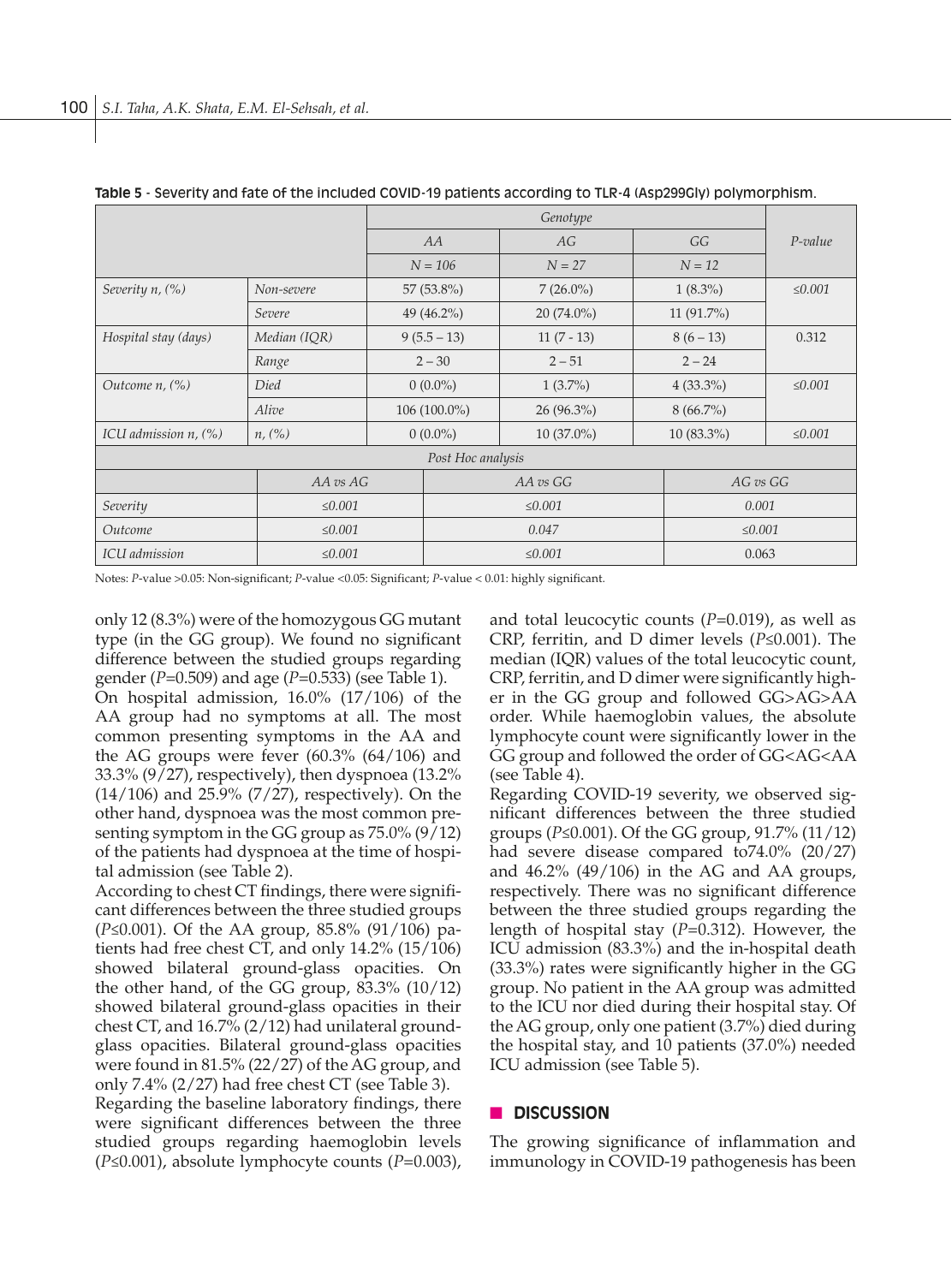**Table 5** - Severity and fate of the included COVID-19 patients according to TLR-4 (Asp299Gly) polymorphism.

| | | *Genotype* | | | *P-value* |
|---|---|---|---|---|---|
| | | *AA* | *AG* | *GG* | |
| | | *N = 106* | *N = 27* | *N = 12* | |
| *Severity n, (%)* | *Non-severe* | 57 (53.8%) | 7 (26.0%) | 1 (8.3%) | *≤0.001* |
| | *Severe* | 49 (46.2%) | 20 (74.0%) | 11 (91.7%) | |
| *Hospital stay (days)* | *Median (IQR)* | 9 (5.5 – 13) | 11 (7 - 13) | 8 (6 – 13) | 0.312 |
| | *Range* | 2 – 30 | 2 – 51 | 2 – 24 | |
| *Outcome n, (%)* | *Died* | 0 (0.0%) | 1 (3.7%) | 4 (33.3%) | *≤0.001* |
| | *Alive* | 106 (100.0%) | 26 (96.3%) | 8 (66.7%) | |
| *ICU admission n, (%)* | *n, (%)* | 0 (0.0%) | 10 (37.0%) | 10 (83.3%) | *≤0.001* |

*Post Hoc analysis*

| | *AA vs AG* | *AA vs GG* | *AG vs GG* |
|---|---|---|---|
| *Severity* | *≤0.001* | *≤0.001* | 0.001 |
| *Outcome* | *≤0.001* | 0.047 | *≤0.001* |
| *ICU admission* | *≤0.001* | *≤0.001* | 0.063 |

Notes: *P*-value >0.05: Non-significant; *P*-value <0.05: Significant; *P*-value < 0.01: highly significant.

only 12 (8.3%) were of the homozygous GG mutant type (in the GG group). We found no significant difference between the studied groups regarding gender (*P*=0.509) and age (*P*=0.533) (see Table 1).

On hospital admission, 16.0% (17/106) of the AA group had no symptoms at all. The most common presenting symptoms in the AA and the AG groups were fever (60.3% (64/106) and 33.3% (9/27), respectively), then dyspnoea (13.2% (14/106) and 25.9% (7/27), respectively). On the other hand, dyspnoea was the most common presenting symptom in the GG group as 75.0% (9/12) of the patients had dyspnoea at the time of hospital admission (see Table 2).

According to chest CT findings, there were significant differences between the three studied groups (*P*≤0.001). Of the AA group, 85.8% (91/106) patients had free chest CT, and only 14.2% (15/106) showed bilateral ground-glass opacities. On the other hand, of the GG group, 83.3% (10/12) showed bilateral ground-glass opacities in their chest CT, and 16.7% (2/12) had unilateral ground-glass opacities. Bilateral ground-glass opacities were found in 81.5% (22/27) of the AG group, and only 7.4% (2/27) had free chest CT (see Table 3).

Regarding the baseline laboratory findings, there were significant differences between the three studied groups regarding haemoglobin levels (*P*≤0.001), absolute lymphocyte counts (*P*=0.003), and total leucocytic counts (*P*=0.019), as well as CRP, ferritin, and D dimer levels (*P*≤0.001). The median (IQR) values of the total leucocytic count, CRP, ferritin, and D dimer were significantly higher in the GG group and followed GG>AG>AA order. While haemoglobin values, the absolute lymphocyte count were significantly lower in the GG group and followed the order of GG<AG<AA (see Table 4).

Regarding COVID-19 severity, we observed significant differences between the three studied groups (*P*≤0.001). Of the GG group, 91.7% (11/12) had severe disease compared to74.0% (20/27) and 46.2% (49/106) in the AG and AA groups, respectively. There was no significant difference between the three studied groups regarding the length of hospital stay (*P*=0.312). However, the ICU admission (83.3%) and the in-hospital death (33.3%) rates were significantly higher in the GG group. No patient in the AA group was admitted to the ICU nor died during their hospital stay. Of the AG group, only one patient (3.7%) died during the hospital stay, and 10 patients (37.0%) needed ICU admission (see Table 5).

## DISCUSSION

The growing significance of inflammation and immunology in COVID-19 pathogenesis has been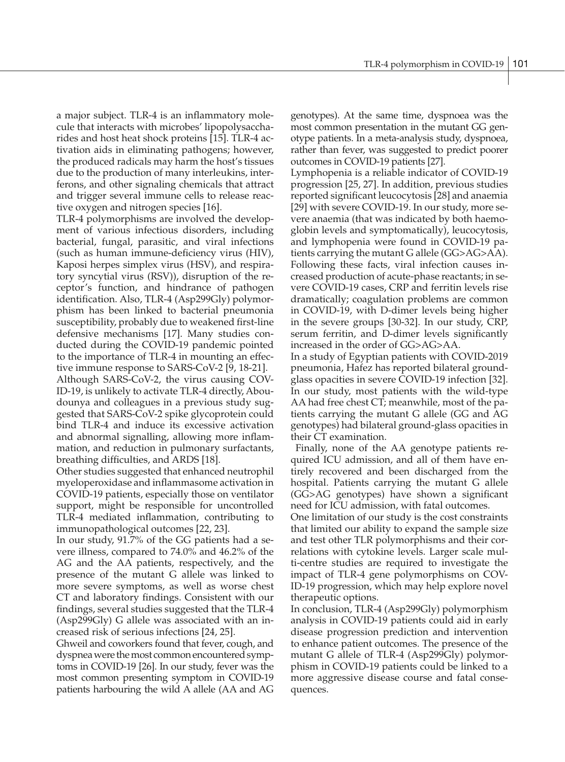a major subject. TLR-4 is an inflammatory molecule that interacts with microbes' lipopolysaccharides and host heat shock proteins [15]. TLR-4 activation aids in eliminating pathogens; however, the produced radicals may harm the host's tissues due to the production of many interleukins, interferons, and other signaling chemicals that attract and trigger several immune cells to release reactive oxygen and nitrogen species [16].

TLR-4 polymorphisms are involved the development of various infectious disorders, including bacterial, fungal, parasitic, and viral infections (such as human immune-deficiency virus (HIV), Kaposi herpes simplex virus (HSV), and respiratory syncytial virus (RSV)), disruption of the receptor's function, and hindrance of pathogen identification. Also, TLR-4 (Asp299Gly) polymorphism has been linked to bacterial pneumonia susceptibility, probably due to weakened first-line defensive mechanisms [17]. Many studies conducted during the COVID-19 pandemic pointed to the importance of TLR-4 in mounting an effective immune response to SARS-CoV-2 [9, 18-21].

Although SARS-CoV-2, the virus causing COVID-19, is unlikely to activate TLR-4 directly, Aboudounya and colleagues in a previous study suggested that SARS-CoV-2 spike glycoprotein could bind TLR-4 and induce its excessive activation and abnormal signalling, allowing more inflammation, and reduction in pulmonary surfactants, breathing difficulties, and ARDS [18].

Other studies suggested that enhanced neutrophil myeloperoxidase and inflammasome activation in COVID-19 patients, especially those on ventilator support, might be responsible for uncontrolled TLR-4 mediated inflammation, contributing to immunopathological outcomes [22, 23].

In our study, 91.7% of the GG patients had a severe illness, compared to 74.0% and 46.2% of the AG and the AA patients, respectively, and the presence of the mutant G allele was linked to more severe symptoms, as well as worse chest CT and laboratory findings. Consistent with our findings, several studies suggested that the TLR-4 (Asp299Gly) G allele was associated with an increased risk of serious infections [24, 25].

Ghweil and coworkers found that fever, cough, and dyspnea were the most common encountered symptoms in COVID-19 [26]. In our study, fever was the most common presenting symptom in COVID-19 patients harbouring the wild A allele (AA and AG genotypes). At the same time, dyspnoea was the most common presentation in the mutant GG genotype patients. In a meta-analysis study, dyspnoea, rather than fever, was suggested to predict poorer outcomes in COVID-19 patients [27].

Lymphopenia is a reliable indicator of COVID-19 progression [25, 27]. In addition, previous studies reported significant leucocytosis [28] and anaemia [29] with severe COVID-19. In our study, more severe anaemia (that was indicated by both haemoglobin levels and symptomatically), leucocytosis, and lymphopenia were found in COVID-19 patients carrying the mutant G allele (GG>AG>AA). Following these facts, viral infection causes increased production of acute-phase reactants; in severe COVID-19 cases, CRP and ferritin levels rise dramatically; coagulation problems are common in COVID-19, with D-dimer levels being higher in the severe groups [30-32]. In our study, CRP, serum ferritin, and D-dimer levels significantly increased in the order of GG>AG>AA.

In a study of Egyptian patients with COVID-2019 pneumonia, Hafez has reported bilateral ground-glass opacities in severe COVID-19 infection [32]. In our study, most patients with the wild-type AA had free chest CT; meanwhile, most of the patients carrying the mutant G allele (GG and AG genotypes) had bilateral ground-glass opacities in their CT examination.

Finally, none of the AA genotype patients required ICU admission, and all of them have entirely recovered and been discharged from the hospital. Patients carrying the mutant G allele (GG>AG genotypes) have shown a significant need for ICU admission, with fatal outcomes.

One limitation of our study is the cost constraints that limited our ability to expand the sample size and test other TLR polymorphisms and their correlations with cytokine levels. Larger scale multi-centre studies are required to investigate the impact of TLR-4 gene polymorphisms on COVID-19 progression, which may help explore novel therapeutic options.

In conclusion, TLR-4 (Asp299Gly) polymorphism analysis in COVID-19 patients could aid in early disease progression prediction and intervention to enhance patient outcomes. The presence of the mutant G allele of TLR-4 (Asp299Gly) polymorphism in COVID-19 patients could be linked to a more aggressive disease course and fatal consequences.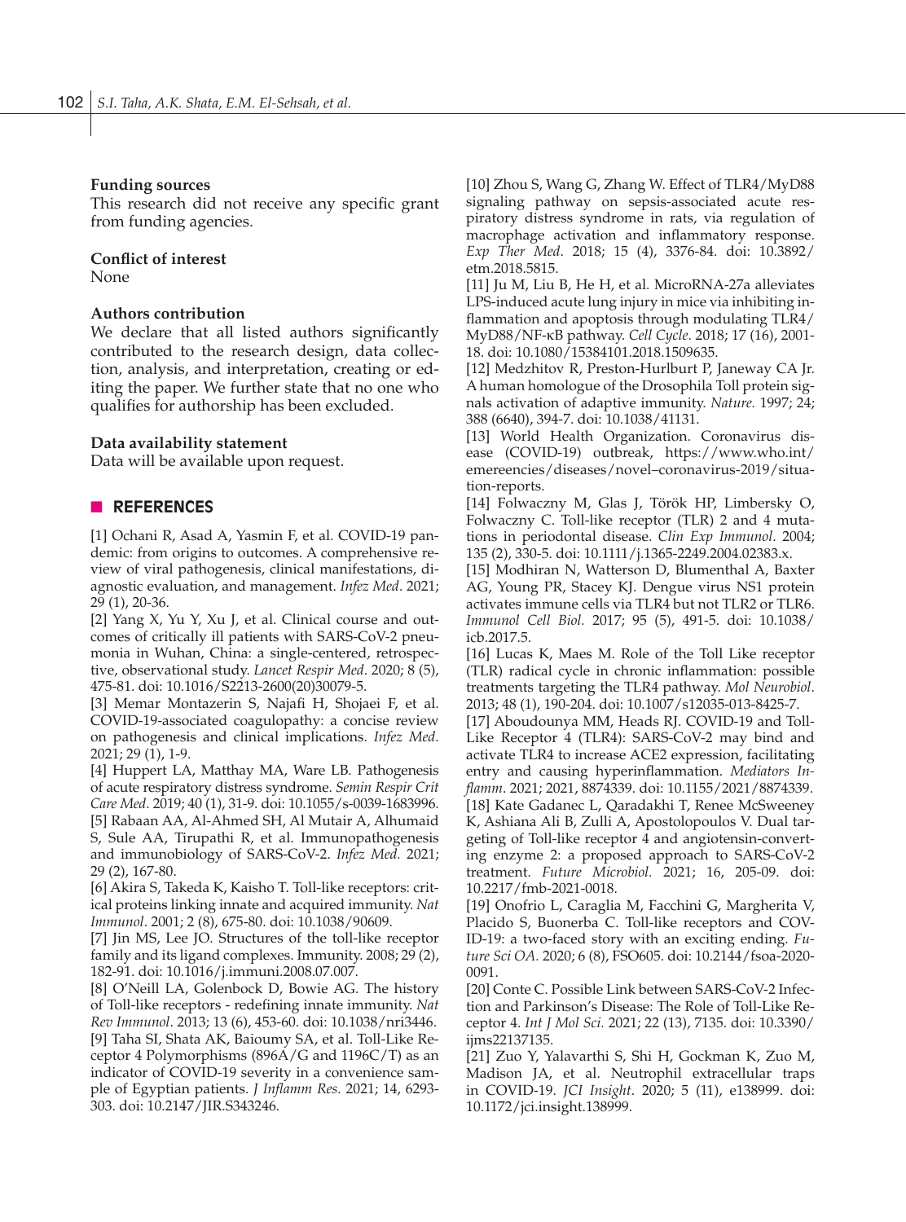**Funding sources**
This research did not receive any specific grant from funding agencies.

**Conflict of interest**
None

**Authors contribution**
We declare that all listed authors significantly contributed to the research design, data collection, analysis, and interpretation, creating or editing the paper. We further state that no one who qualifies for authorship has been excluded.

**Data availability statement**
Data will be available upon request.

## REFERENCES

[1] Ochani R, Asad A, Yasmin F, et al. COVID-19 pandemic: from origins to outcomes. A comprehensive review of viral pathogenesis, clinical manifestations, diagnostic evaluation, and management. *Infez Med*. 2021; 29 (1), 20-36.

[2] Yang X, Yu Y, Xu J, et al. Clinical course and outcomes of critically ill patients with SARS-CoV-2 pneumonia in Wuhan, China: a single-centered, retrospective, observational study. *Lancet Respir Med*. 2020; 8 (5), 475-81. doi: 10.1016/S2213-2600(20)30079-5.

[3] Memar Montazerin S, Najafi H, Shojaei F, et al. COVID-19-associated coagulopathy: a concise review on pathogenesis and clinical implications. *Infez Med.* 2021; 29 (1), 1-9.

[4] Huppert LA, Matthay MA, Ware LB. Pathogenesis of acute respiratory distress syndrome. *Semin Respir Crit Care Med*. 2019; 40 (1), 31-9. doi: 10.1055/s-0039-1683996.

[5] Rabaan AA, Al-Ahmed SH, Al Mutair A, Alhumaid S, Sule AA, Tirupathi R, et al. Immunopathogenesis and immunobiology of SARS-CoV-2. *Infez Med.* 2021; 29 (2), 167-80.

[6] Akira S, Takeda K, Kaisho T. Toll-like receptors: critical proteins linking innate and acquired immunity. *Nat Immunol*. 2001; 2 (8), 675-80. doi: 10.1038/90609.

[7] Jin MS, Lee JO. Structures of the toll-like receptor family and its ligand complexes. Immunity. 2008; 29 (2), 182-91. doi: 10.1016/j.immuni.2008.07.007.

[8] O'Neill LA, Golenbock D, Bowie AG. The history of Toll-like receptors - redefining innate immunity. *Nat Rev Immunol*. 2013; 13 (6), 453-60. doi: 10.1038/nri3446.

[9] Taha SI, Shata AK, Baioumy SA, et al. Toll-Like Receptor 4 Polymorphisms (896A/G and 1196C/T) as an indicator of COVID-19 severity in a convenience sample of Egyptian patients. *J Inflamm Res.* 2021; 14, 6293-303. doi: 10.2147/JIR.S343246.

[10] Zhou S, Wang G, Zhang W. Effect of TLR4/MyD88 signaling pathway on sepsis-associated acute respiratory distress syndrome in rats, via regulation of macrophage activation and inflammatory response. *Exp Ther Med*. 2018; 15 (4), 3376-84. doi: 10.3892/etm.2018.5815.

[11] Ju M, Liu B, He H, et al. MicroRNA-27a alleviates LPS-induced acute lung injury in mice via inhibiting inflammation and apoptosis through modulating TLR4/MyD88/NF-κB pathway. *Cell Cycle*. 2018; 17 (16), 2001-18. doi: 10.1080/15384101.2018.1509635.

[12] Medzhitov R, Preston-Hurlburt P, Janeway CA Jr. A human homologue of the Drosophila Toll protein signals activation of adaptive immunity. *Nature.* 1997; 24; 388 (6640), 394-7. doi: 10.1038/41131.

[13] World Health Organization. Coronavirus disease (COVID-19) outbreak, https://www.who.int/emereencies/diseases/novel–coronavirus-2019/situation-reports.

[14] Folwaczny M, Glas J, Török HP, Limbersky O, Folwaczny C. Toll-like receptor (TLR) 2 and 4 mutations in periodontal disease. *Clin Exp Immunol.* 2004; 135 (2), 330-5. doi: 10.1111/j.1365-2249.2004.02383.x.

[15] Modhiran N, Watterson D, Blumenthal A, Baxter AG, Young PR, Stacey KJ. Dengue virus NS1 protein activates immune cells via TLR4 but not TLR2 or TLR6. *Immunol Cell Biol.* 2017; 95 (5), 491-5. doi: 10.1038/icb.2017.5.

[16] Lucas K, Maes M. Role of the Toll Like receptor (TLR) radical cycle in chronic inflammation: possible treatments targeting the TLR4 pathway. *Mol Neurobiol*. 2013; 48 (1), 190-204. doi: 10.1007/s12035-013-8425-7.

[17] Aboudounya MM, Heads RJ. COVID-19 and Toll-Like Receptor 4 (TLR4): SARS-CoV-2 may bind and activate TLR4 to increase ACE2 expression, facilitating entry and causing hyperinflammation. *Mediators Inflamm*. 2021; 2021, 8874339. doi: 10.1155/2021/8874339.

[18] Kate Gadanec L, Qaradakhi T, Renee McSweeney K, Ashiana Ali B, Zulli A, Apostolopoulos V. Dual targeting of Toll-like receptor 4 and angiotensin-converting enzyme 2: a proposed approach to SARS-CoV-2 treatment. *Future Microbiol.* 2021; 16, 205-09. doi: 10.2217/fmb-2021-0018.

[19] Onofrio L, Caraglia M, Facchini G, Margherita V, Placido S, Buonerba C. Toll-like receptors and COVID-19: a two-faced story with an exciting ending. *Future Sci OA.* 2020; 6 (8), FSO605. doi: 10.2144/fsoa-2020-0091.

[20] Conte C. Possible Link between SARS-CoV-2 Infection and Parkinson's Disease: The Role of Toll-Like Receptor 4. *Int J Mol Sci.* 2021; 22 (13), 7135. doi: 10.3390/ijms22137135.

[21] Zuo Y, Yalavarthi S, Shi H, Gockman K, Zuo M, Madison JA, et al. Neutrophil extracellular traps in COVID-19. *JCI Insight*. 2020; 5 (11), e138999. doi: 10.1172/jci.insight.138999.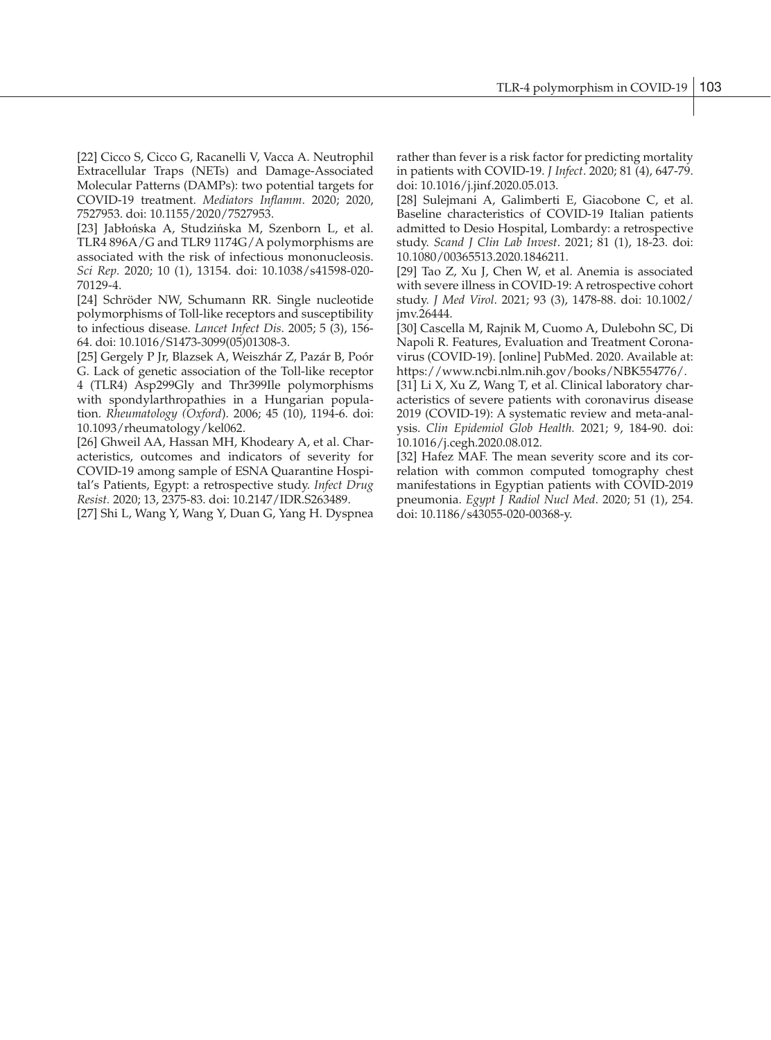[22] Cicco S, Cicco G, Racanelli V, Vacca A. Neutrophil Extracellular Traps (NETs) and Damage-Associated Molecular Patterns (DAMPs): two potential targets for COVID-19 treatment. *Mediators Inflamm*. 2020; 2020, 7527953. doi: 10.1155/2020/7527953.

[23] Jabłońska A, Studzińska M, Szenborn L, et al. TLR4 896A/G and TLR9 1174G/A polymorphisms are associated with the risk of infectious mononucleosis. *Sci Rep*. 2020; 10 (1), 13154. doi: 10.1038/s41598-020-70129-4.

[24] Schröder NW, Schumann RR. Single nucleotide polymorphisms of Toll-like receptors and susceptibility to infectious disease. *Lancet Infect Dis*. 2005; 5 (3), 156-64. doi: 10.1016/S1473-3099(05)01308-3.

[25] Gergely P Jr, Blazsek A, Weiszhár Z, Pazár B, Poór G. Lack of genetic association of the Toll-like receptor 4 (TLR4) Asp299Gly and Thr399Ile polymorphisms with spondylarthropathies in a Hungarian population. *Rheumatology (Oxford*). 2006; 45 (10), 1194-6. doi: 10.1093/rheumatology/kel062.

[26] Ghweil AA, Hassan MH, Khodeary A, et al. Characteristics, outcomes and indicators of severity for COVID-19 among sample of ESNA Quarantine Hospital's Patients, Egypt: a retrospective study. *Infect Drug Resist*. 2020; 13, 2375-83. doi: 10.2147/IDR.S263489.

[27] Shi L, Wang Y, Wang Y, Duan G, Yang H. Dyspnea rather than fever is a risk factor for predicting mortality in patients with COVID-19. *J Infect*. 2020; 81 (4), 647-79. doi: 10.1016/j.jinf.2020.05.013.

[28] Sulejmani A, Galimberti E, Giacobone C, et al. Baseline characteristics of COVID-19 Italian patients admitted to Desio Hospital, Lombardy: a retrospective study. *Scand J Clin Lab Invest*. 2021; 81 (1), 18-23. doi: 10.1080/00365513.2020.1846211.

[29] Tao Z, Xu J, Chen W, et al. Anemia is associated with severe illness in COVID-19: A retrospective cohort study. *J Med Virol*. 2021; 93 (3), 1478-88. doi: 10.1002/jmv.26444.

[30] Cascella M, Rajnik M, Cuomo A, Dulebohn SC, Di Napoli R. Features, Evaluation and Treatment Coronavirus (COVID-19). [online] PubMed. 2020. Available at: https://www.ncbi.nlm.nih.gov/books/NBK554776/.

[31] Li X, Xu Z, Wang T, et al. Clinical laboratory characteristics of severe patients with coronavirus disease 2019 (COVID-19): A systematic review and meta-analysis. *Clin Epidemiol Glob Health*. 2021; 9, 184-90. doi: 10.1016/j.cegh.2020.08.012.

[32] Hafez MAF. The mean severity score and its correlation with common computed tomography chest manifestations in Egyptian patients with COVID-2019 pneumonia. *Egypt J Radiol Nucl Med*. 2020; 51 (1), 254. doi: 10.1186/s43055-020-00368-y.